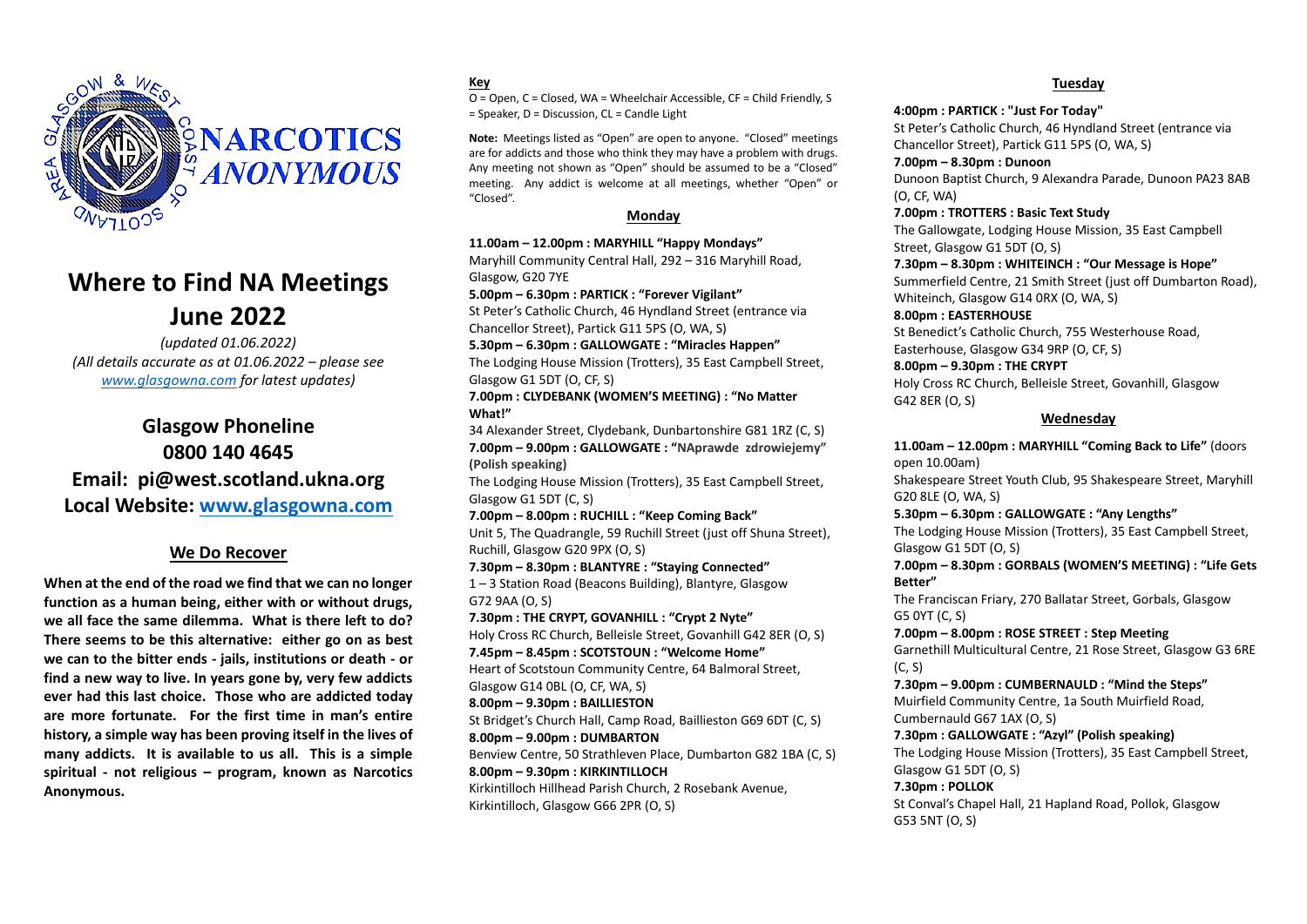NARCOTICS ANONYMOUS

# Where to Find NA Meetings June 2022

*(updated 01.06.2022)*
*(All details accurate as at 01.06.2022 – please see www.glasgowna.com for latest updates)*

## Glasgow Phoneline 0800 140 4645

## Email: pi@west.scotland.ukna.org

## Local Website: www.glasgowna.com

### We Do Recover

**When at the end of the road we find that we can no longer function as a human being, either with or without drugs, we all face the same dilemma. What is there left to do? There seems to be this alternative: either go on as best we can to the bitter ends - jails, institutions or death - or find a new way to live. In years gone by, very few addicts ever had this last choice. Those who are addicted today are more fortunate. For the first time in man's entire history, a simple way has been proving itself in the lives of many addicts. It is available to us all. This is a simple spiritual - not religious – program, known as Narcotics Anonymous.**

**Key**

O = Open, C = Closed, WA = Wheelchair Accessible, CF = Child Friendly, S = Speaker, D = Discussion, CL = Candle Light

**Note:** Meetings listed as "Open" are open to anyone. "Closed" meetings are for addicts and those who think they may have a problem with drugs. Any meeting not shown as "Open" should be assumed to be a "Closed" meeting. Any addict is welcome at all meetings, whether "Open" or "Closed".

### Monday

**11.00am – 12.00pm : MARYHILL "Happy Mondays"**
Maryhill Community Central Hall, 292 – 316 Maryhill Road, Glasgow, G20 7YE

**5.00pm – 6.30pm : PARTICK : "Forever Vigilant"**
St Peter's Catholic Church, 46 Hyndland Street (entrance via Chancellor Street), Partick G11 5PS (O, WA, S)

**5.30pm – 6.30pm : GALLOWGATE : "Miracles Happen"**
The Lodging House Mission (Trotters), 35 East Campbell Street, Glasgow G1 5DT (O, CF, S)

**7.00pm : CLYDEBANK (WOMEN'S MEETING) : "No Matter What!"**
34 Alexander Street, Clydebank, Dunbartonshire G81 1RZ (C, S)

**7.00pm – 9.00pm : GALLOWGATE : "NAprawde zdrowiejemy" (Polish speaking)**
The Lodging House Mission (Trotters), 35 East Campbell Street, Glasgow G1 5DT (C, S)

**7.00pm – 8.00pm : RUCHILL : "Keep Coming Back"**
Unit 5, The Quadrangle, 59 Ruchill Street (just off Shuna Street), Ruchill, Glasgow G20 9PX (O, S)

**7.30pm – 8.30pm : BLANTYRE : "Staying Connected"**
1 – 3 Station Road (Beacons Building), Blantyre, Glasgow G72 9AA (O, S)

**7.30pm : THE CRYPT, GOVANHILL : "Crypt 2 Nyte"**
Holy Cross RC Church, Belleisle Street, Govanhill G42 8ER (O, S)

**7.45pm – 8.45pm : SCOTSTOUN : "Welcome Home"**
Heart of Scotstoun Community Centre, 64 Balmoral Street, Glasgow G14 0BL (O, CF, WA, S)

**8.00pm – 9.30pm : BAILLIESTON**
St Bridget's Church Hall, Camp Road, Baillieston G69 6DT (C, S)

**8.00pm – 9.00pm : DUMBARTON**
Benview Centre, 50 Strathleven Place, Dumbarton G82 1BA (C, S)

**8.00pm – 9.30pm : KIRKINTILLOCH**
Kirkintilloch Hillhead Parish Church, 2 Rosebank Avenue, Kirkintilloch, Glasgow G66 2PR (O, S)

### Tuesday

**4:00pm : PARTICK : "Just For Today"**
St Peter's Catholic Church, 46 Hyndland Street (entrance via Chancellor Street), Partick G11 5PS (O, WA, S)

**7.00pm – 8.30pm : Dunoon**
Dunoon Baptist Church, 9 Alexandra Parade, Dunoon PA23 8AB (O, CF, WA)

**7.00pm : TROTTERS : Basic Text Study**
The Gallowgate, Lodging House Mission, 35 East Campbell Street, Glasgow G1 5DT (O, S)

**7.30pm – 8.30pm : WHITEINCH : "Our Message is Hope"**
Summerfield Centre, 21 Smith Street (just off Dumbarton Road), Whiteinch, Glasgow G14 0RX (O, WA, S)

**8.00pm : EASTERHOUSE**
St Benedict's Catholic Church, 755 Westerhouse Road, Easterhouse, Glasgow G34 9RP (O, CF, S)

**8.00pm – 9.30pm : THE CRYPT**
Holy Cross RC Church, Belleisle Street, Govanhill, Glasgow G42 8ER (O, S)

### Wednesday

**11.00am – 12.00pm : MARYHILL "Coming Back to Life"** (doors open 10.00am)
Shakespeare Street Youth Club, 95 Shakespeare Street, Maryhill G20 8LE (O, WA, S)

**5.30pm – 6.30pm : GALLOWGATE : "Any Lengths"**
The Lodging House Mission (Trotters), 35 East Campbell Street, Glasgow G1 5DT (O, S)

**7.00pm – 8.30pm : GORBALS (WOMEN'S MEETING) : "Life Gets Better"**
The Franciscan Friary, 270 Ballatar Street, Gorbals, Glasgow G5 0YT (C, S)

**7.00pm – 8.00pm : ROSE STREET : Step Meeting**
Garnethill Multicultural Centre, 21 Rose Street, Glasgow G3 6RE (C, S)

**7.30pm – 9.00pm : CUMBERNAULD : "Mind the Steps"**
Muirfield Community Centre, 1a South Muirfield Road, Cumbernauld G67 1AX (O, S)

**7.30pm : GALLOWGATE : "Azyl" (Polish speaking)**
The Lodging House Mission (Trotters), 35 East Campbell Street, Glasgow G1 5DT (O, S)

**7.30pm : POLLOK**
St Conval's Chapel Hall, 21 Hapland Road, Pollok, Glasgow G53 5NT (O, S)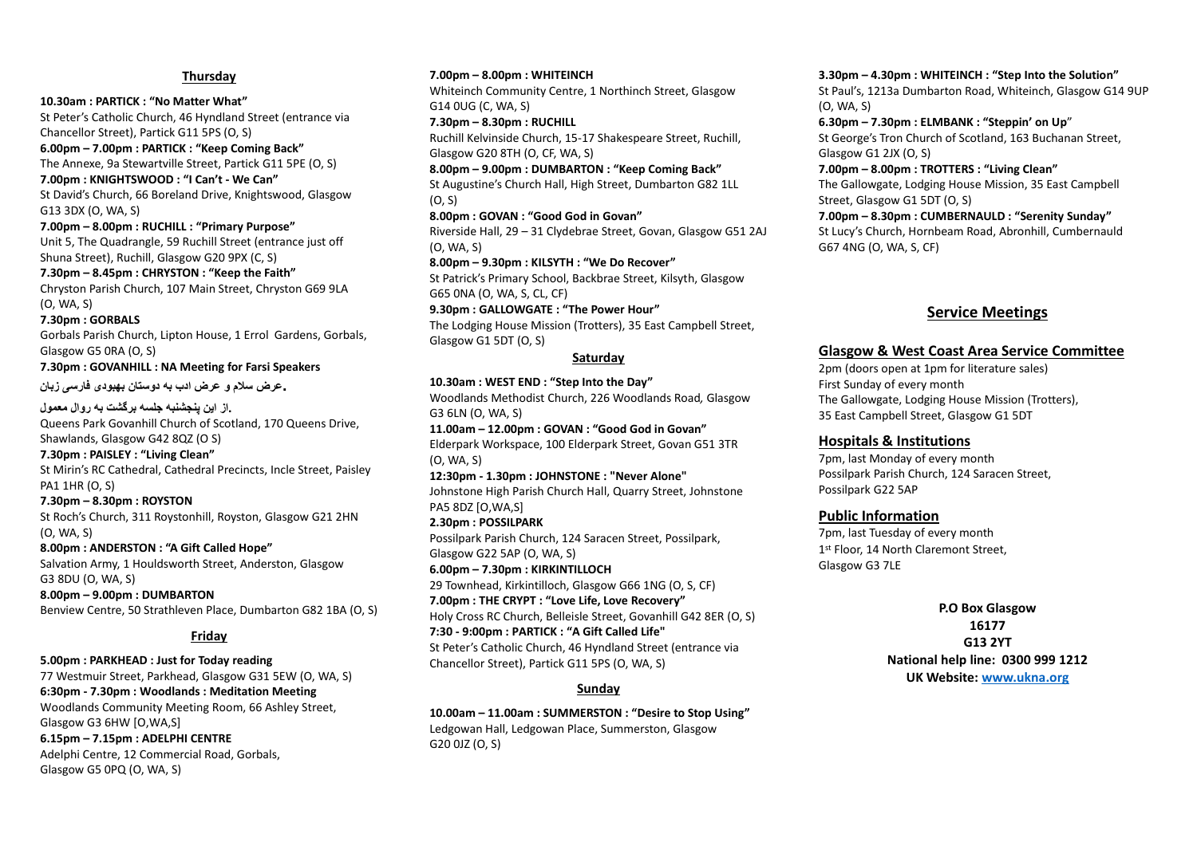## Thursday

**10.30am : PARTICK : "No Matter What"**
St Peter's Catholic Church, 46 Hyndland Street (entrance via Chancellor Street), Partick G11 5PS (O, S)

**6.00pm – 7.00pm : PARTICK : "Keep Coming Back"**
The Annexe, 9a Stewartville Street, Partick G11 5PE (O, S)

**7.00pm : KNIGHTSWOOD : "I Can't - We Can"**
St David's Church, 66 Boreland Drive, Knightswood, Glasgow G13 3DX (O, WA, S)

**7.00pm – 8.00pm : RUCHILL : "Primary Purpose"**
Unit 5, The Quadrangle, 59 Ruchill Street (entrance just off Shuna Street), Ruchill, Glasgow G20 9PX (C, S)

**7.30pm – 8.45pm : CHRYSTON : "Keep the Faith"**
Chryston Parish Church, 107 Main Street, Chryston G69 9LA (O, WA, S)

**7.30pm : GORBALS**
Gorbals Parish Church, Lipton House, 1 Errol Gardens, Gorbals, Glasgow G5 0RA (O, S)

**7.30pm : GOVANHILL : NA Meeting for Farsi Speakers**

**.عرض سلام و عرض ادب به دوستان بهبودی فارسی زبان**

**.از این پنجشنبه جلسه برگشت به روال معمول**

Queens Park Govanhill Church of Scotland, 170 Queens Drive, Shawlands, Glasgow G42 8QZ (O S)

**7.30pm : PAISLEY : "Living Clean"**
St Mirin's RC Cathedral, Cathedral Precincts, Incle Street, Paisley PA1 1HR (O, S)

**7.30pm – 8.30pm : ROYSTON**
St Roch's Church, 311 Roystonhill, Royston, Glasgow G21 2HN (O, WA, S)

**8.00pm : ANDERSTON : "A Gift Called Hope"**
Salvation Army, 1 Houldsworth Street, Anderston, Glasgow G3 8DU (O, WA, S)

**8.00pm – 9.00pm : DUMBARTON**
Benview Centre, 50 Strathleven Place, Dumbarton G82 1BA (O, S)

## Friday

**5.00pm : PARKHEAD : Just for Today reading**
77 Westmuir Street, Parkhead, Glasgow G31 5EW (O, WA, S)

**6:30pm - 7.30pm : Woodlands : Meditation Meeting**
Woodlands Community Meeting Room, 66 Ashley Street, Glasgow G3 6HW [O,WA,S]

**6.15pm – 7.15pm : ADELPHI CENTRE**
Adelphi Centre, 12 Commercial Road, Gorbals, Glasgow G5 0PQ (O, WA, S)

**7.00pm – 8.00pm : WHITEINCH**
Whiteinch Community Centre, 1 Northinch Street, Glasgow G14 0UG (C, WA, S)

**7.30pm – 8.30pm : RUCHILL**
Ruchill Kelvinside Church, 15-17 Shakespeare Street, Ruchill, Glasgow G20 8TH (O, CF, WA, S)

**8.00pm – 9.00pm : DUMBARTON : "Keep Coming Back"**
St Augustine's Church Hall, High Street, Dumbarton G82 1LL (O, S)

**8.00pm : GOVAN : "Good God in Govan"**
Riverside Hall, 29 – 31 Clydebrae Street, Govan, Glasgow G51 2AJ (O, WA, S)

**8.00pm – 9.30pm : KILSYTH : "We Do Recover"**
St Patrick's Primary School, Backbrae Street, Kilsyth, Glasgow G65 0NA (O, WA, S, CL, CF)

**9.30pm : GALLOWGATE : "The Power Hour"**
The Lodging House Mission (Trotters), 35 East Campbell Street, Glasgow G1 5DT (O, S)

## Saturday

**10.30am : WEST END : "Step Into the Day"**
Woodlands Methodist Church, 226 Woodlands Road, Glasgow G3 6LN (O, WA, S)

**11.00am – 12.00pm : GOVAN : "Good God in Govan"**
Elderpark Workspace, 100 Elderpark Street, Govan G51 3TR (O, WA, S)

**12:30pm - 1.30pm : JOHNSTONE : "Never Alone"**
Johnstone High Parish Church Hall, Quarry Street, Johnstone PA5 8DZ [O,WA,S]

**2.30pm : POSSILPARK**
Possilpark Parish Church, 124 Saracen Street, Possilpark, Glasgow G22 5AP (O, WA, S)

**6.00pm – 7.30pm : KIRKINTILLOCH**
29 Townhead, Kirkintilloch, Glasgow G66 1NG (O, S, CF)

**7.00pm : THE CRYPT : "Love Life, Love Recovery"**
Holy Cross RC Church, Belleisle Street, Govanhill G42 8ER (O, S)

**7:30 - 9:00pm : PARTICK : "A Gift Called Life"**
St Peter's Catholic Church, 46 Hyndland Street (entrance via Chancellor Street), Partick G11 5PS (O, WA, S)

## Sunday

**10.00am – 11.00am : SUMMERSTON : "Desire to Stop Using"**
Ledgowan Hall, Ledgowan Place, Summerston, Glasgow G20 0JZ (O, S)

**3.30pm – 4.30pm : WHITEINCH : "Step Into the Solution"**
St Paul's, 1213a Dumbarton Road, Whiteinch, Glasgow G14 9UP (O, WA, S)

**6.30pm – 7.30pm : ELMBANK : "Steppin' on Up"**
St George's Tron Church of Scotland, 163 Buchanan Street, Glasgow G1 2JX (O, S)

**7.00pm – 8.00pm : TROTTERS : "Living Clean"**
The Gallowgate, Lodging House Mission, 35 East Campbell Street, Glasgow G1 5DT (O, S)

**7.00pm – 8.30pm : CUMBERNAULD : "Serenity Sunday"**
St Lucy's Church, Hornbeam Road, Abronhill, Cumbernauld G67 4NG (O, WA, S, CF)

## Service Meetings

### Glasgow & West Coast Area Service Committee

2pm (doors open at 1pm for literature sales)
First Sunday of every month
The Gallowgate, Lodging House Mission (Trotters), 35 East Campbell Street, Glasgow G1 5DT

### Hospitals & Institutions

7pm, last Monday of every month
Possilpark Parish Church, 124 Saracen Street, Possilpark G22 5AP

### Public Information

7pm, last Tuesday of every month
1st Floor, 14 North Claremont Street, Glasgow G3 7LE

**P.O Box Glasgow**
**16177**
**G13 2YT**
**National help line: 0300 999 1212**
**UK Website: www.ukna.org**